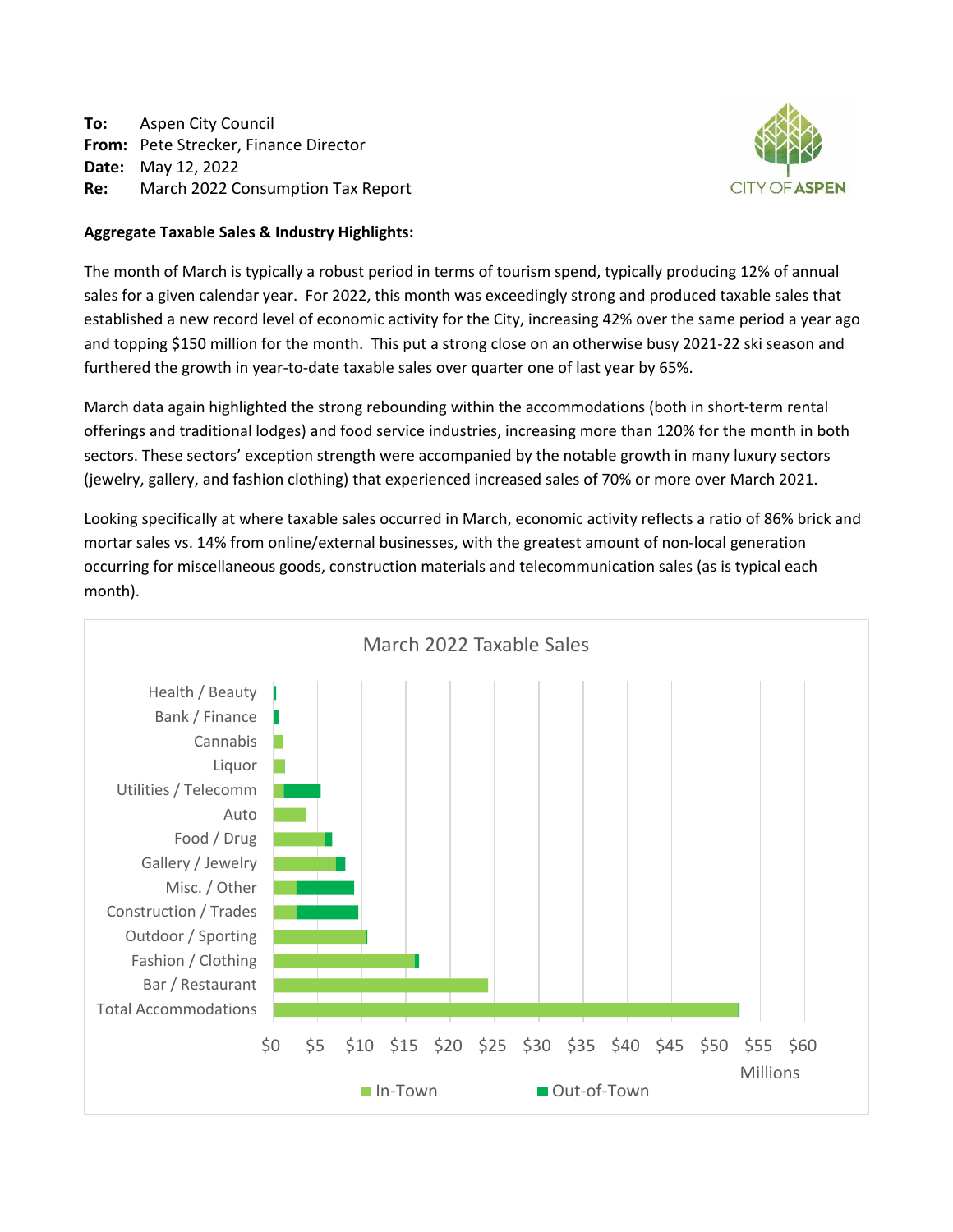**To:** Aspen City Council
**From:** Pete Strecker, Finance Director
**Date:** May 12, 2022
**Re:** March 2022 Consumption Tax Report

CITY OF ASPEN

**Aggregate Taxable Sales & Industry Highlights:**

The month of March is typically a robust period in terms of tourism spend, typically producing 12% of annual sales for a given calendar year. For 2022, this month was exceedingly strong and produced taxable sales that established a new record level of economic activity for the City, increasing 42% over the same period a year ago and topping $150 million for the month. This put a strong close on an otherwise busy 2021-22 ski season and furthered the growth in year-to-date taxable sales over quarter one of last year by 65%.

March data again highlighted the strong rebounding within the accommodations (both in short-term rental offerings and traditional lodges) and food service industries, increasing more than 120% for the month in both sectors. These sectors' exception strength were accompanied by the notable growth in many luxury sectors (jewelry, gallery, and fashion clothing) that experienced increased sales of 70% or more over March 2021.

Looking specifically at where taxable sales occurred in March, economic activity reflects a ratio of 86% brick and mortar sales vs. 14% from online/external businesses, with the greatest amount of non-local generation occurring for miscellaneous goods, construction materials and telecommunication sales (as is typical each month).

March 2022 Taxable Sales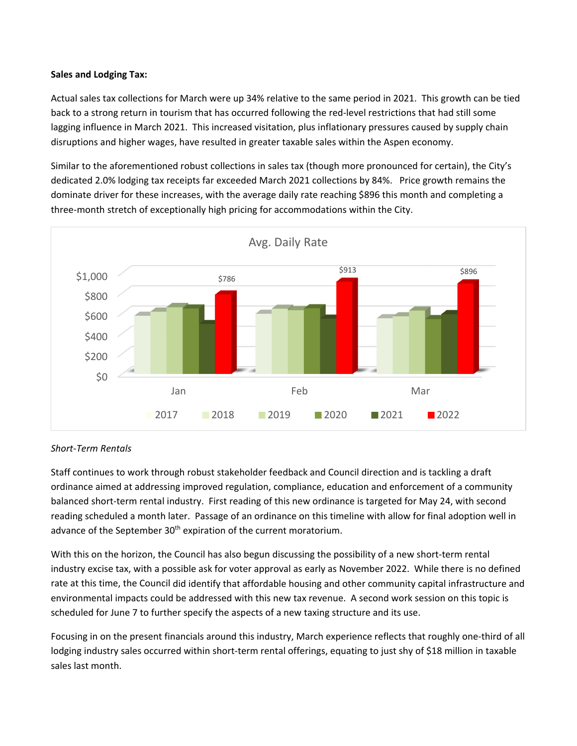**Sales and Lodging Tax:**

Actual sales tax collections for March were up 34% relative to the same period in 2021. This growth can be tied back to a strong return in tourism that has occurred following the red-level restrictions that had still some lagging influence in March 2021. This increased visitation, plus inflationary pressures caused by supply chain disruptions and higher wages, have resulted in greater taxable sales within the Aspen economy.

Similar to the aforementioned robust collections in sales tax (though more pronounced for certain), the City's dedicated 2.0% lodging tax receipts far exceeded March 2021 collections by 84%. Price growth remains the dominate driver for these increases, with the average daily rate reaching $896 this month and completing a three-month stretch of exceptionally high pricing for accommodations within the City.

Avg. Daily Rate

| Month | 2022 |
| --- | --- |
| Jan | $786 |
| Feb | $913 |
| Mar | $896 |

*Short-Term Rentals*

Staff continues to work through robust stakeholder feedback and Council direction and is tackling a draft ordinance aimed at addressing improved regulation, compliance, education and enforcement of a community balanced short-term rental industry. First reading of this new ordinance is targeted for May 24, with second reading scheduled a month later. Passage of an ordinance on this timeline with allow for final adoption well in advance of the September 30th expiration of the current moratorium.

With this on the horizon, the Council has also begun discussing the possibility of a new short-term rental industry excise tax, with a possible ask for voter approval as early as November 2022. While there is no defined rate at this time, the Council did identify that affordable housing and other community capital infrastructure and environmental impacts could be addressed with this new tax revenue. A second work session on this topic is scheduled for June 7 to further specify the aspects of a new taxing structure and its use.

Focusing in on the present financials around this industry, March experience reflects that roughly one-third of all lodging industry sales occurred within short-term rental offerings, equating to just shy of $18 million in taxable sales last month.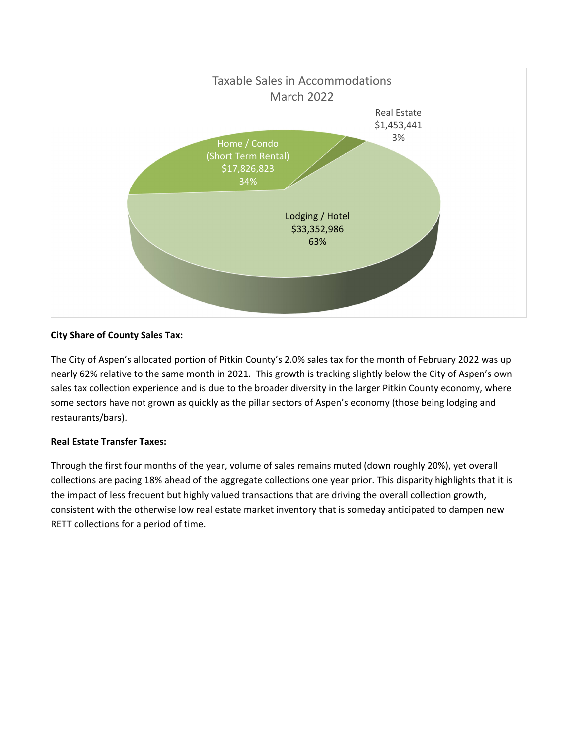Taxable Sales in Accommodations
March 2022

| Category | Taxable Sales | Share |
| --- | --- | --- |
| Lodging / Hotel | $33,352,986 | 63% |
| Home / Condo (Short Term Rental) | $17,826,823 | 34% |
| Real Estate | $1,453,441 | 3% |

**City Share of County Sales Tax:**

The City of Aspen's allocated portion of Pitkin County's 2.0% sales tax for the month of February 2022 was up nearly 62% relative to the same month in 2021. This growth is tracking slightly below the City of Aspen's own sales tax collection experience and is due to the broader diversity in the larger Pitkin County economy, where some sectors have not grown as quickly as the pillar sectors of Aspen's economy (those being lodging and restaurants/bars).

**Real Estate Transfer Taxes:**

Through the first four months of the year, volume of sales remains muted (down roughly 20%), yet overall collections are pacing 18% ahead of the aggregate collections one year prior. This disparity highlights that it is the impact of less frequent but highly valued transactions that are driving the overall collection growth, consistent with the otherwise low real estate market inventory that is someday anticipated to dampen new RETT collections for a period of time.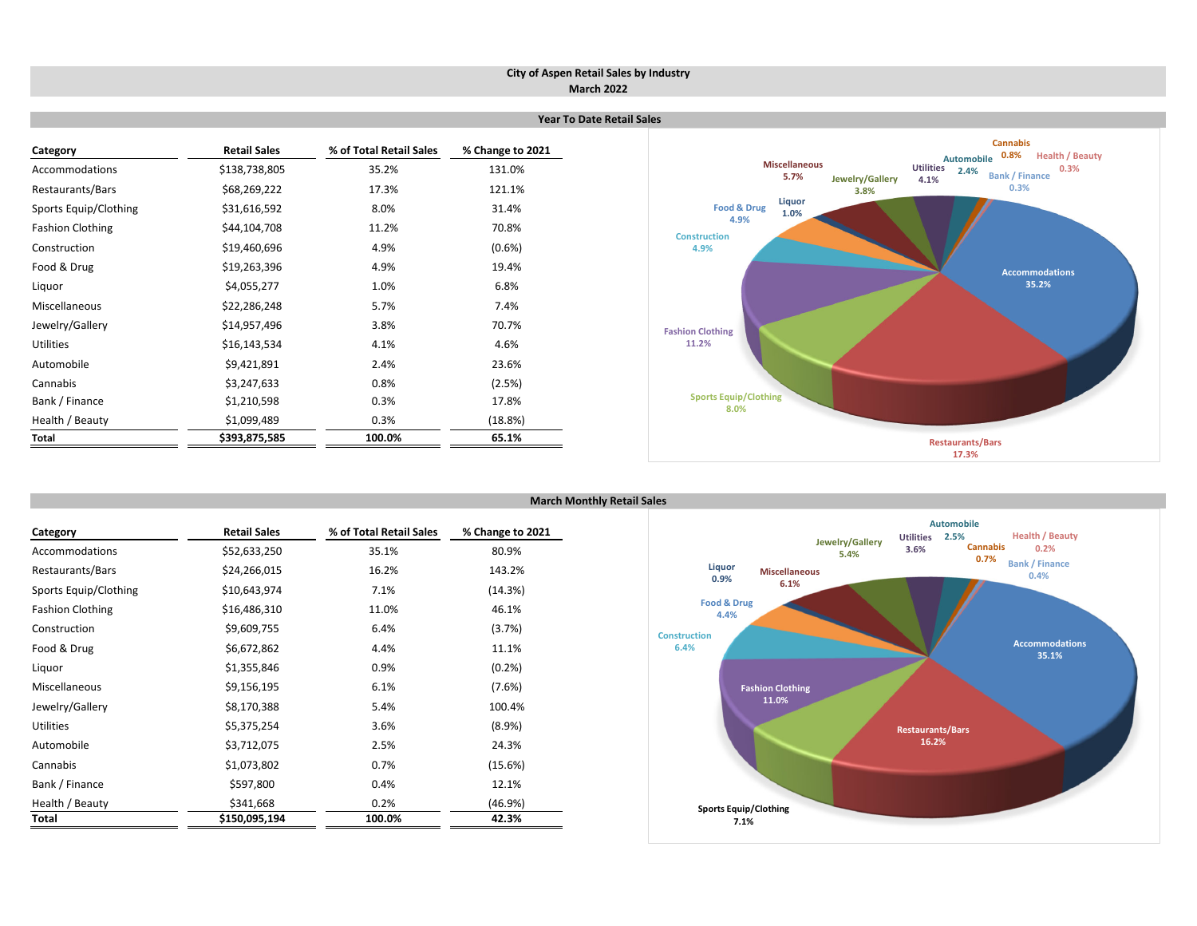# City of Aspen Retail Sales by Industry
## March 2022

### Year To Date Retail Sales

| Category | Retail Sales | % of Total Retail Sales | % Change to 2021 |
|---|---|---|---|
| Accommodations | $138,738,805 | 35.2% | 131.0% |
| Restaurants/Bars | $68,269,222 | 17.3% | 121.1% |
| Sports Equip/Clothing | $31,616,592 | 8.0% | 31.4% |
| Fashion Clothing | $44,104,708 | 11.2% | 70.8% |
| Construction | $19,460,696 | 4.9% | (0.6%) |
| Food & Drug | $19,263,396 | 4.9% | 19.4% |
| Liquor | $4,055,277 | 1.0% | 6.8% |
| Miscellaneous | $22,286,248 | 5.7% | 7.4% |
| Jewelry/Gallery | $14,957,496 | 3.8% | 70.7% |
| Utilities | $16,143,534 | 4.1% | 4.6% |
| Automobile | $9,421,891 | 2.4% | 23.6% |
| Cannabis | $3,247,633 | 0.8% | (2.5%) |
| Bank / Finance | $1,210,598 | 0.3% | 17.8% |
| Health / Beauty | $1,099,489 | 0.3% | (18.8%) |
| **Total** | **$393,875,585** | **100.0%** | **65.1%** |

Accommodations 35.2%, Restaurants/Bars 17.3%, Sports Equip/Clothing 8.0%, Fashion Clothing 11.2%, Construction 4.9%, Food & Drug 4.9%, Liquor 1.0%, Miscellaneous 5.7%, Jewelry/Gallery 3.8%, Utilities 4.1%, Automobile 2.4%, Cannabis 0.8%, Health / Beauty 0.3%, Bank / Finance 0.3%

### March Monthly Retail Sales

| Category | Retail Sales | % of Total Retail Sales | % Change to 2021 |
|---|---|---|---|
| Accommodations | $52,633,250 | 35.1% | 80.9% |
| Restaurants/Bars | $24,266,015 | 16.2% | 143.2% |
| Sports Equip/Clothing | $10,643,974 | 7.1% | (14.3%) |
| Fashion Clothing | $16,486,310 | 11.0% | 46.1% |
| Construction | $9,609,755 | 6.4% | (3.7%) |
| Food & Drug | $6,672,862 | 4.4% | 11.1% |
| Liquor | $1,355,846 | 0.9% | (0.2%) |
| Miscellaneous | $9,156,195 | 6.1% | (7.6%) |
| Jewelry/Gallery | $8,170,388 | 5.4% | 100.4% |
| Utilities | $5,375,254 | 3.6% | (8.9%) |
| Automobile | $3,712,075 | 2.5% | 24.3% |
| Cannabis | $1,073,802 | 0.7% | (15.6%) |
| Bank / Finance | $597,800 | 0.4% | 12.1% |
| Health / Beauty | $341,668 | 0.2% | (46.9%) |
| **Total** | **$150,095,194** | **100.0%** | **42.3%** |

Accommodations 35.1%, Restaurants/Bars 16.2%, Sports Equip/Clothing 7.1%, Fashion Clothing 11.0%, Construction 6.4%, Food & Drug 4.4%, Liquor 0.9%, Miscellaneous 6.1%, Jewelry/Gallery 5.4%, Utilities 3.6%, Automobile 2.5%, Cannabis 0.7%, Health / Beauty 0.2%, Bank / Finance 0.4%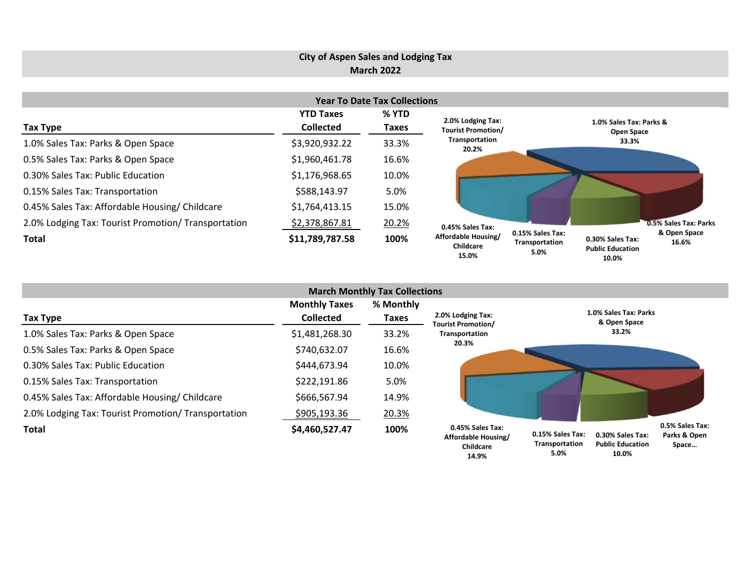# City of Aspen Sales and Lodging Tax
## March 2022

### Year To Date Tax Collections

| Tax Type | YTD Taxes Collected | % YTD Taxes |
|---|---|---|
| 1.0% Sales Tax: Parks & Open Space | $3,920,932.22 | 33.3% |
| 0.5% Sales Tax: Parks & Open Space | $1,960,461.78 | 16.6% |
| 0.30% Sales Tax: Public Education | $1,176,968.65 | 10.0% |
| 0.15% Sales Tax: Transportation | $588,143.97 | 5.0% |
| 0.45% Sales Tax: Affordable Housing/ Childcare | $1,764,413.15 | 15.0% |
| 2.0% Lodging Tax: Tourist Promotion/ Transportation | $2,378,867.81 | 20.2% |
| **Total** | **$11,789,787.58** | **100%** |

### March Monthly Tax Collections

| Tax Type | Monthly Taxes Collected | % Monthly Taxes |
|---|---|---|
| 1.0% Sales Tax: Parks & Open Space | $1,481,268.30 | 33.2% |
| 0.5% Sales Tax: Parks & Open Space | $740,632.07 | 16.6% |
| 0.30% Sales Tax: Public Education | $444,673.94 | 10.0% |
| 0.15% Sales Tax: Transportation | $222,191.86 | 5.0% |
| 0.45% Sales Tax: Affordable Housing/ Childcare | $666,567.94 | 14.9% |
| 2.0% Lodging Tax: Tourist Promotion/ Transportation | $905,193.36 | 20.3% |
| **Total** | **$4,460,527.47** | **100%** |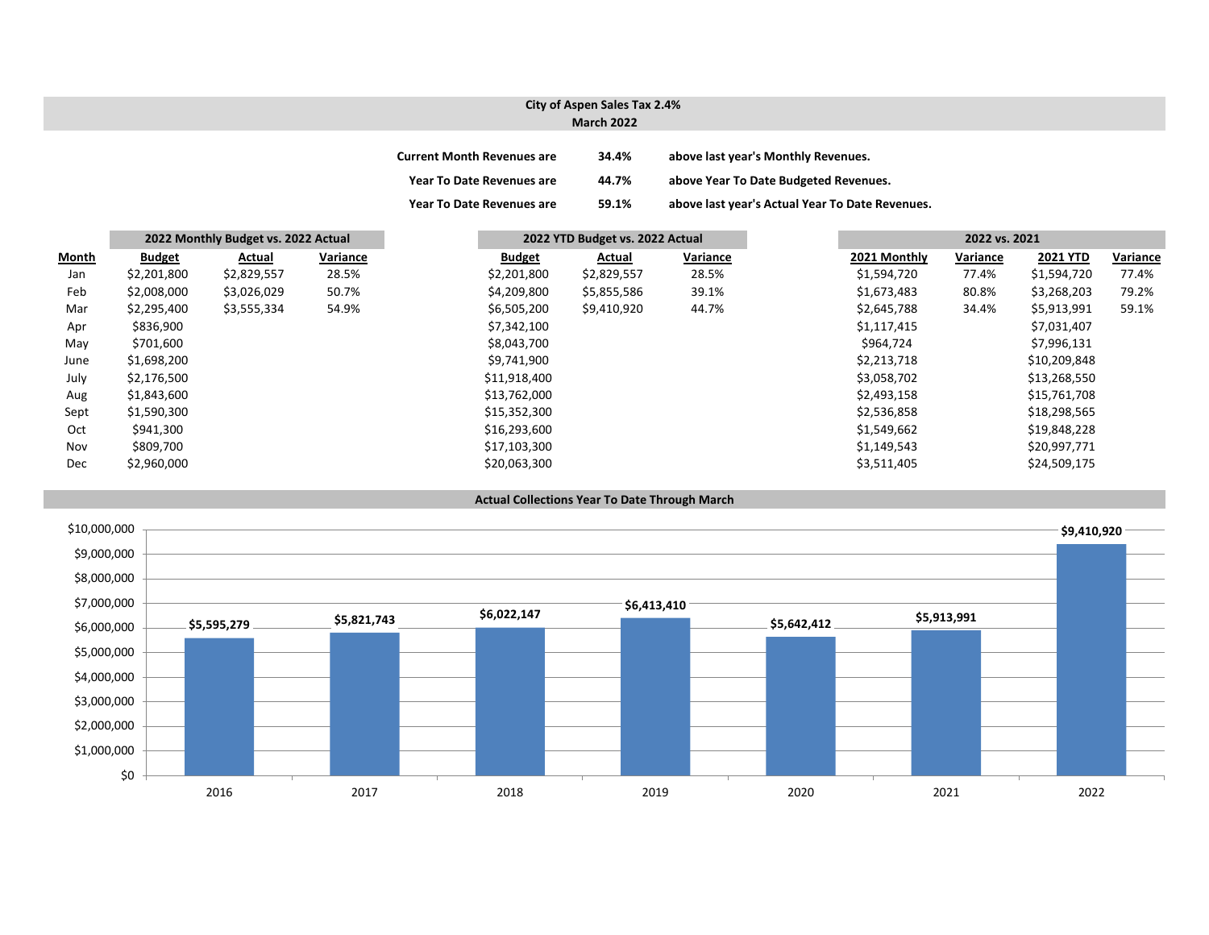## City of Aspen Sales Tax 2.4%
### March 2022

**Current Month Revenues are** **34.4%** **above last year's Monthly Revenues.**

**Year To Date Revenues are** **44.7%** **above Year To Date Budgeted Revenues.**

**Year To Date Revenues are** **59.1%** **above last year's Actual Year To Date Revenues.**

| | 2022 Monthly Budget vs. 2022 Actual | | | 2022 YTD Budget vs. 2022 Actual | | | 2022 vs. 2021 | | | |
|---|---|---|---|---|---|---|---|---|---|---|
| **Month** | **Budget** | **Actual** | **Variance** | **Budget** | **Actual** | **Variance** | **2021 Monthly** | **Variance** | **2021 YTD** | **Variance** |
| Jan | $2,201,800 | $2,829,557 | 28.5% | $2,201,800 | $2,829,557 | 28.5% | $1,594,720 | 77.4% | $1,594,720 | 77.4% |
| Feb | $2,008,000 | $3,026,029 | 50.7% | $4,209,800 | $5,855,586 | 39.1% | $1,673,483 | 80.8% | $3,268,203 | 79.2% |
| Mar | $2,295,400 | $3,555,334 | 54.9% | $6,505,200 | $9,410,920 | 44.7% | $2,645,788 | 34.4% | $5,913,991 | 59.1% |
| Apr | $836,900 | | | $7,342,100 | | | $1,117,415 | | $7,031,407 | |
| May | $701,600 | | | $8,043,700 | | | $964,724 | | $7,996,131 | |
| June | $1,698,200 | | | $9,741,900 | | | $2,213,718 | | $10,209,848 | |
| July | $2,176,500 | | | $11,918,400 | | | $3,058,702 | | $13,268,550 | |
| Aug | $1,843,600 | | | $13,762,000 | | | $2,493,158 | | $15,761,708 | |
| Sept | $1,590,300 | | | $15,352,300 | | | $2,536,858 | | $18,298,565 | |
| Oct | $941,300 | | | $16,293,600 | | | $1,549,662 | | $19,848,228 | |
| Nov | $809,700 | | | $17,103,300 | | | $1,149,543 | | $20,997,771 | |
| Dec | $2,960,000 | | | $20,063,300 | | | $3,511,405 | | $24,509,175 | |

### Actual Collections Year To Date Through March

| Year | Collections |
|---|---|
| 2016 | $5,595,279 |
| 2017 | $5,821,743 |
| 2018 | $6,022,147 |
| 2019 | $6,413,410 |
| 2020 | $5,642,412 |
| 2021 | $5,913,991 |
| 2022 | $9,410,920 |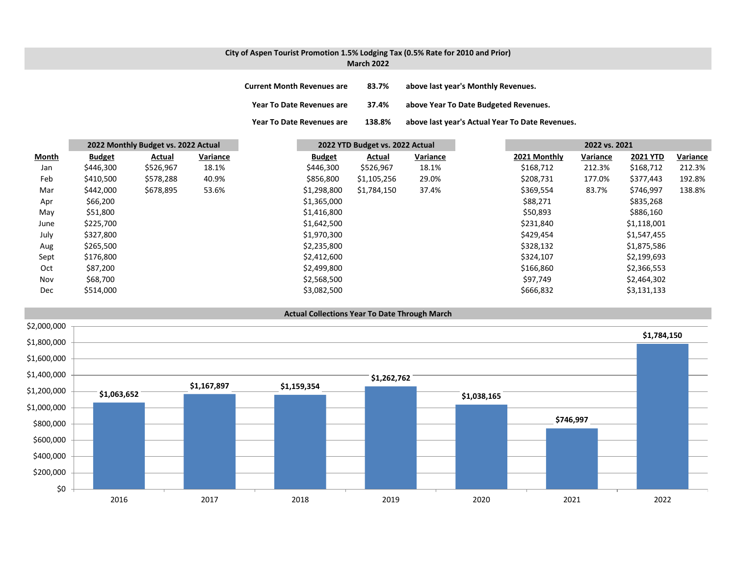## City of Aspen Tourist Promotion 1.5% Lodging Tax (0.5% Rate for 2010 and Prior)
### March 2022

**Current Month Revenues are 83.7% above last year's Monthly Revenues.**

**Year To Date Revenues are 37.4% above Year To Date Budgeted Revenues.**

**Year To Date Revenues are 138.8% above last year's Actual Year To Date Revenues.**

| | 2022 Monthly Budget vs. 2022 Actual | | | 2022 YTD Budget vs. 2022 Actual | | | 2022 vs. 2021 | | | |
|---|---|---|---|---|---|---|---|---|---|---|
| **Month** | **Budget** | **Actual** | **Variance** | **Budget** | **Actual** | **Variance** | **2021 Monthly** | **Variance** | **2021 YTD** | **Variance** |
| Jan | $446,300 | $526,967 | 18.1% | $446,300 | $526,967 | 18.1% | $168,712 | 212.3% | $168,712 | 212.3% |
| Feb | $410,500 | $578,288 | 40.9% | $856,800 | $1,105,256 | 29.0% | $208,731 | 177.0% | $377,443 | 192.8% |
| Mar | $442,000 | $678,895 | 53.6% | $1,298,800 | $1,784,150 | 37.4% | $369,554 | 83.7% | $746,997 | 138.8% |
| Apr | $66,200 | | | $1,365,000 | | | $88,271 | | $835,268 | |
| May | $51,800 | | | $1,416,800 | | | $50,893 | | $886,160 | |
| June | $225,700 | | | $1,642,500 | | | $231,840 | | $1,118,001 | |
| July | $327,800 | | | $1,970,300 | | | $429,454 | | $1,547,455 | |
| Aug | $265,500 | | | $2,235,800 | | | $328,132 | | $1,875,586 | |
| Sept | $176,800 | | | $2,412,600 | | | $324,107 | | $2,199,693 | |
| Oct | $87,200 | | | $2,499,800 | | | $166,860 | | $2,366,553 | |
| Nov | $68,700 | | | $2,568,500 | | | $97,749 | | $2,464,302 | |
| Dec | $514,000 | | | $3,082,500 | | | $666,832 | | $3,131,133 | |

### Actual Collections Year To Date Through March

| Year | Collections |
|---|---|
| 2016 | $1,063,652 |
| 2017 | $1,167,897 |
| 2018 | $1,159,354 |
| 2019 | $1,262,762 |
| 2020 | $1,038,165 |
| 2021 | $746,997 |
| 2022 | $1,784,150 |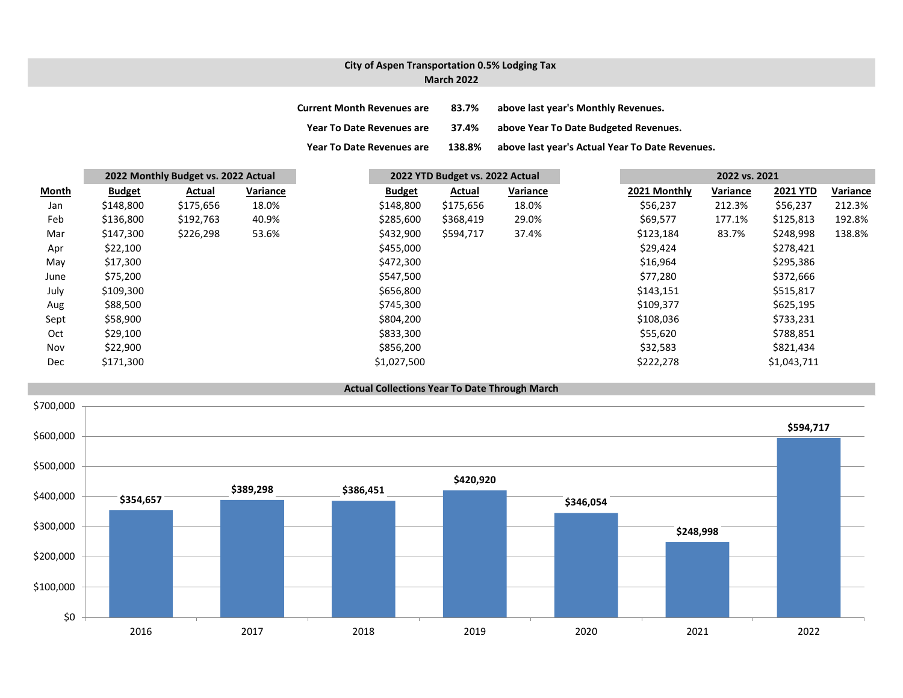# City of Aspen Transportation 0.5% Lodging Tax
## March 2022

| | | |
|---|---|---|
| Current Month Revenues are | 83.7% | above last year's Monthly Revenues. |
| Year To Date Revenues are | 37.4% | above Year To Date Budgeted Revenues. |
| Year To Date Revenues are | 138.8% | above last year's Actual Year To Date Revenues. |

| | 2022 Monthly Budget vs. 2022 Actual | | | 2022 YTD Budget vs. 2022 Actual | | | 2022 vs. 2021 | | | |
|---|---|---|---|---|---|---|---|---|---|---|
| **Month** | **Budget** | **Actual** | **Variance** | **Budget** | **Actual** | **Variance** | **2021 Monthly** | **Variance** | **2021 YTD** | **Variance** |
| Jan | $148,800 | $175,656 | 18.0% | $148,800 | $175,656 | 18.0% | $56,237 | 212.3% | $56,237 | 212.3% |
| Feb | $136,800 | $192,763 | 40.9% | $285,600 | $368,419 | 29.0% | $69,577 | 177.1% | $125,813 | 192.8% |
| Mar | $147,300 | $226,298 | 53.6% | $432,900 | $594,717 | 37.4% | $123,184 | 83.7% | $248,998 | 138.8% |
| Apr | $22,100 | | | $455,000 | | | $29,424 | | $278,421 | |
| May | $17,300 | | | $472,300 | | | $16,964 | | $295,386 | |
| June | $75,200 | | | $547,500 | | | $77,280 | | $372,666 | |
| July | $109,300 | | | $656,800 | | | $143,151 | | $515,817 | |
| Aug | $88,500 | | | $745,300 | | | $109,377 | | $625,195 | |
| Sept | $58,900 | | | $804,200 | | | $108,036 | | $733,231 | |
| Oct | $29,100 | | | $833,300 | | | $55,620 | | $788,851 | |
| Nov | $22,900 | | | $856,200 | | | $32,583 | | $821,434 | |
| Dec | $171,300 | | | $1,027,500 | | | $222,278 | | $1,043,711 | |

## Actual Collections Year To Date Through March

| Year | Collections |
|---|---|
| 2016 | $354,657 |
| 2017 | $389,298 |
| 2018 | $386,451 |
| 2019 | $420,920 |
| 2020 | $346,054 |
| 2021 | $248,998 |
| 2022 | $594,717 |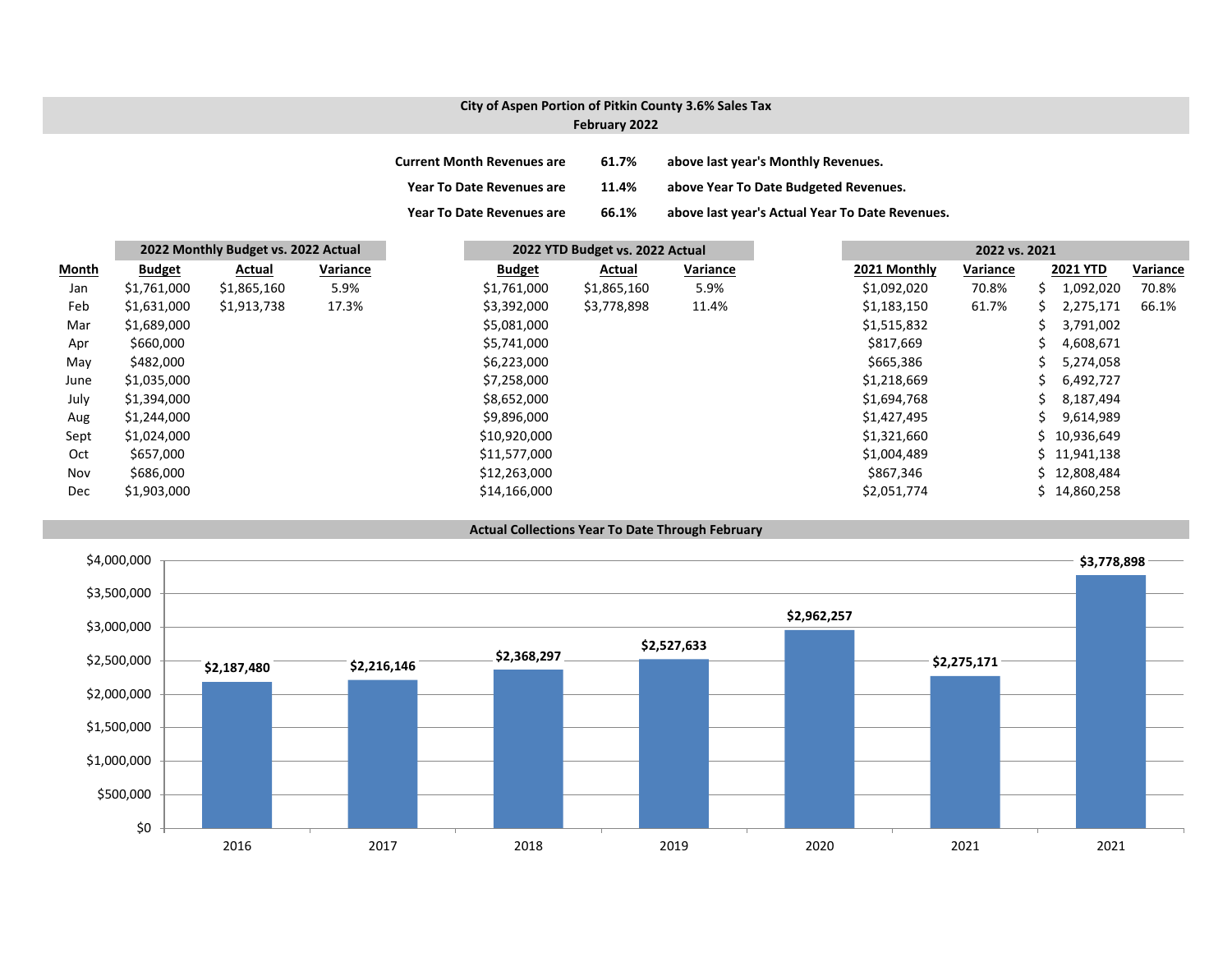## City of Aspen Portion of Pitkin County 3.6% Sales Tax
### February 2022

| | | |
|---|---|---|
| **Current Month Revenues are** | **61.7%** | **above last year's Monthly Revenues.** |
| **Year To Date Revenues are** | **11.4%** | **above Year To Date Budgeted Revenues.** |
| **Year To Date Revenues are** | **66.1%** | **above last year's Actual Year To Date Revenues.** |

| | **2022 Monthly Budget vs. 2022 Actual** | | | **2022 YTD Budget vs. 2022 Actual** | | | **2022 vs. 2021** | | | |
|---|---|---|---|---|---|---|---|---|---|---|
| **Month** | **Budget** | **Actual** | **Variance** | **Budget** | **Actual** | **Variance** | **2021 Monthly** | **Variance** | **2021 YTD** | **Variance** |
| Jan | $1,761,000 | $1,865,160 | 5.9% | $1,761,000 | $1,865,160 | 5.9% | $1,092,020 | 70.8% | $ 1,092,020 | 70.8% |
| Feb | $1,631,000 | $1,913,738 | 17.3% | $3,392,000 | $3,778,898 | 11.4% | $1,183,150 | 61.7% | $ 2,275,171 | 66.1% |
| Mar | $1,689,000 | | | $5,081,000 | | | $1,515,832 | | $ 3,791,002 | |
| Apr | $660,000 | | | $5,741,000 | | | $817,669 | | $ 4,608,671 | |
| May | $482,000 | | | $6,223,000 | | | $665,386 | | $ 5,274,058 | |
| June | $1,035,000 | | | $7,258,000 | | | $1,218,669 | | $ 6,492,727 | |
| July | $1,394,000 | | | $8,652,000 | | | $1,694,768 | | $ 8,187,494 | |
| Aug | $1,244,000 | | | $9,896,000 | | | $1,427,495 | | $ 9,614,989 | |
| Sept | $1,024,000 | | | $10,920,000 | | | $1,321,660 | | $ 10,936,649 | |
| Oct | $657,000 | | | $11,577,000 | | | $1,004,489 | | $ 11,941,138 | |
| Nov | $686,000 | | | $12,263,000 | | | $867,346 | | $ 12,808,484 | |
| Dec | $1,903,000 | | | $14,166,000 | | | $2,051,774 | | $ 14,860,258 | |

### Actual Collections Year To Date Through February

| Year | Collections |
|---|---|
| 2016 | $2,187,480 |
| 2017 | $2,216,146 |
| 2018 | $2,368,297 |
| 2019 | $2,527,633 |
| 2020 | $2,962,257 |
| 2021 | $2,275,171 |
| 2021 | $3,778,898 |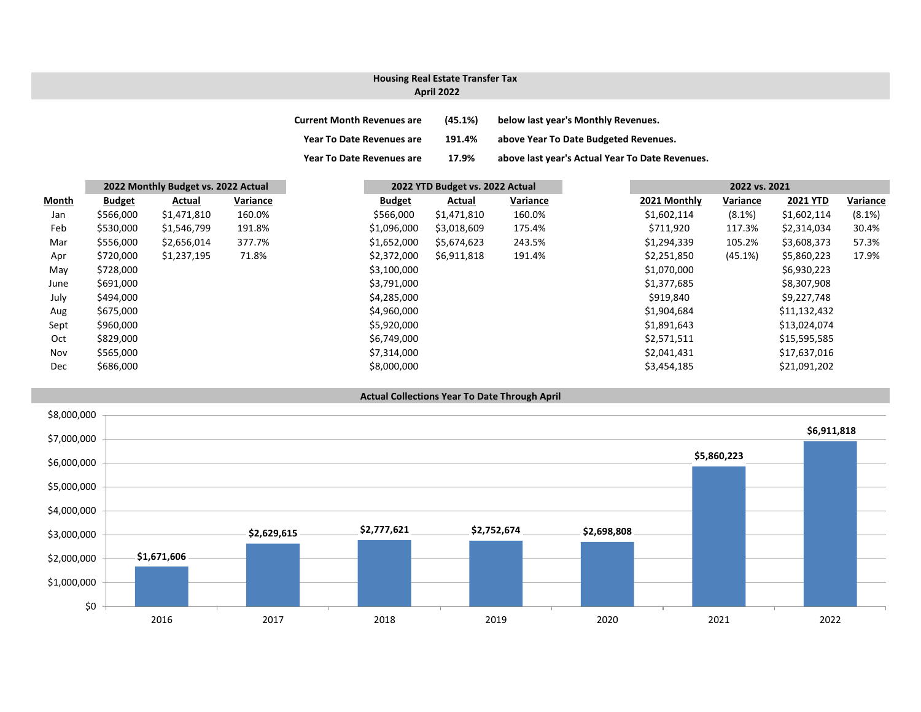## Housing Real Estate Transfer Tax
## April 2022

| | | |
|---|---|---|
| **Current Month Revenues are** | **(45.1%)** | **below last year's Monthly Revenues.** |
| **Year To Date Revenues are** | **191.4%** | **above Year To Date Budgeted Revenues.** |
| **Year To Date Revenues are** | **17.9%** | **above last year's Actual Year To Date Revenues.** |

| | 2022 Monthly Budget vs. 2022 Actual | | | 2022 YTD Budget vs. 2022 Actual | | | 2022 vs. 2021 | | | |
|---|---|---|---|---|---|---|---|---|---|---|
| **Month** | **Budget** | **Actual** | **Variance** | **Budget** | **Actual** | **Variance** | **2021 Monthly** | **Variance** | **2021 YTD** | **Variance** |
| Jan | $566,000 | $1,471,810 | 160.0% | $566,000 | $1,471,810 | 160.0% | $1,602,114 | (8.1%) | $1,602,114 | (8.1%) |
| Feb | $530,000 | $1,546,799 | 191.8% | $1,096,000 | $3,018,609 | 175.4% | $711,920 | 117.3% | $2,314,034 | 30.4% |
| Mar | $556,000 | $2,656,014 | 377.7% | $1,652,000 | $5,674,623 | 243.5% | $1,294,339 | 105.2% | $3,608,373 | 57.3% |
| Apr | $720,000 | $1,237,195 | 71.8% | $2,372,000 | $6,911,818 | 191.4% | $2,251,850 | (45.1%) | $5,860,223 | 17.9% |
| May | $728,000 | | | $3,100,000 | | | $1,070,000 | | $6,930,223 | |
| June | $691,000 | | | $3,791,000 | | | $1,377,685 | | $8,307,908 | |
| July | $494,000 | | | $4,285,000 | | | $919,840 | | $9,227,748 | |
| Aug | $675,000 | | | $4,960,000 | | | $1,904,684 | | $11,132,432 | |
| Sept | $960,000 | | | $5,920,000 | | | $1,891,643 | | $13,024,074 | |
| Oct | $829,000 | | | $6,749,000 | | | $2,571,511 | | $15,595,585 | |
| Nov | $565,000 | | | $7,314,000 | | | $2,041,431 | | $17,637,016 | |
| Dec | $686,000 | | | $8,000,000 | | | $3,454,185 | | $21,091,202 | |

### Actual Collections Year To Date Through April

| Year | Amount |
|---|---|
| 2016 | $1,671,606 |
| 2017 | $2,629,615 |
| 2018 | $2,777,621 |
| 2019 | $2,752,674 |
| 2020 | $2,698,808 |
| 2021 | $5,860,223 |
| 2022 | $6,911,818 |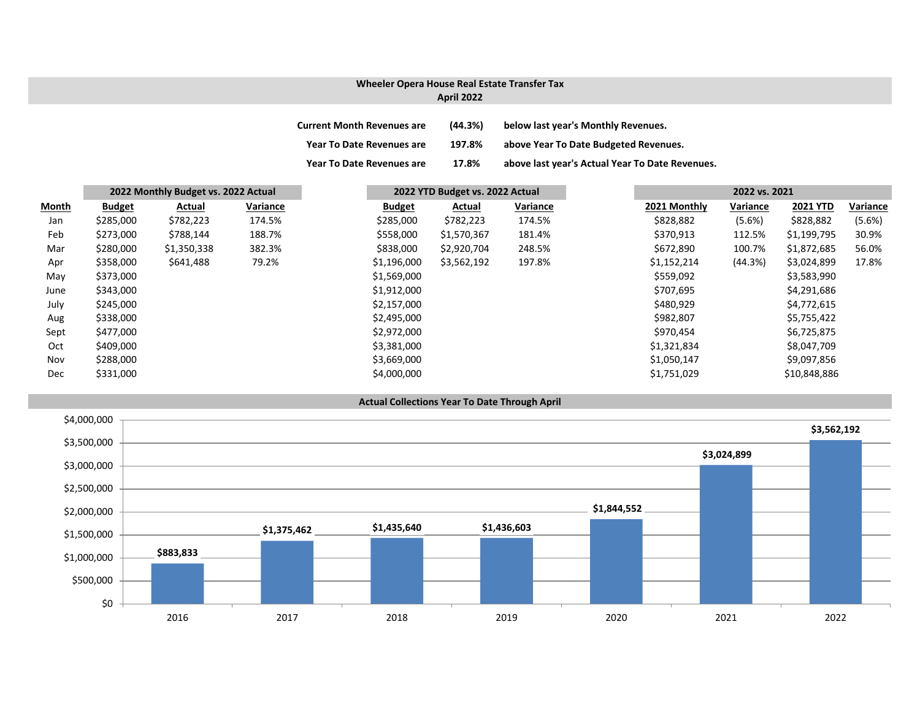## Wheeler Opera House Real Estate Transfer Tax
### April 2022

| | | |
|---|---|---|
| **Current Month Revenues are** | **(44.3%)** | **below last year's Monthly Revenues.** |
| **Year To Date Revenues are** | **197.8%** | **above Year To Date Budgeted Revenues.** |
| **Year To Date Revenues are** | **17.8%** | **above last year's Actual Year To Date Revenues.** |

| | 2022 Monthly Budget vs. 2022 Actual | | | 2022 YTD Budget vs. 2022 Actual | | | 2022 vs. 2021 | | | |
|---|---|---|---|---|---|---|---|---|---|---|
| **Month** | **Budget** | **Actual** | **Variance** | **Budget** | **Actual** | **Variance** | **2021 Monthly** | **Variance** | **2021 YTD** | **Variance** |
| Jan | $285,000 | $782,223 | 174.5% | $285,000 | $782,223 | 174.5% | $828,882 | (5.6%) | $828,882 | (5.6%) |
| Feb | $273,000 | $788,144 | 188.7% | $558,000 | $1,570,367 | 181.4% | $370,913 | 112.5% | $1,199,795 | 30.9% |
| Mar | $280,000 | $1,350,338 | 382.3% | $838,000 | $2,920,704 | 248.5% | $672,890 | 100.7% | $1,872,685 | 56.0% |
| Apr | $358,000 | $641,488 | 79.2% | $1,196,000 | $3,562,192 | 197.8% | $1,152,214 | (44.3%) | $3,024,899 | 17.8% |
| May | $373,000 | | | $1,569,000 | | | $559,092 | | $3,583,990 | |
| June | $343,000 | | | $1,912,000 | | | $707,695 | | $4,291,686 | |
| July | $245,000 | | | $2,157,000 | | | $480,929 | | $4,772,615 | |
| Aug | $338,000 | | | $2,495,000 | | | $982,807 | | $5,755,422 | |
| Sept | $477,000 | | | $2,972,000 | | | $970,454 | | $6,725,875 | |
| Oct | $409,000 | | | $3,381,000 | | | $1,321,834 | | $8,047,709 | |
| Nov | $288,000 | | | $3,669,000 | | | $1,050,147 | | $9,097,856 | |
| Dec | $331,000 | | | $4,000,000 | | | $1,751,029 | | $10,848,886 | |

### Actual Collections Year To Date Through April

$4,000,000
$3,500,000
$3,000,000
$2,500,000
$2,000,000
$1,500,000
$1,000,000
$500,000
$0

2016: $883,833
2017: $1,375,462
2018: $1,435,640
2019: $1,436,603
2020: $1,844,552
2021: $3,024,899
2022: $3,562,192